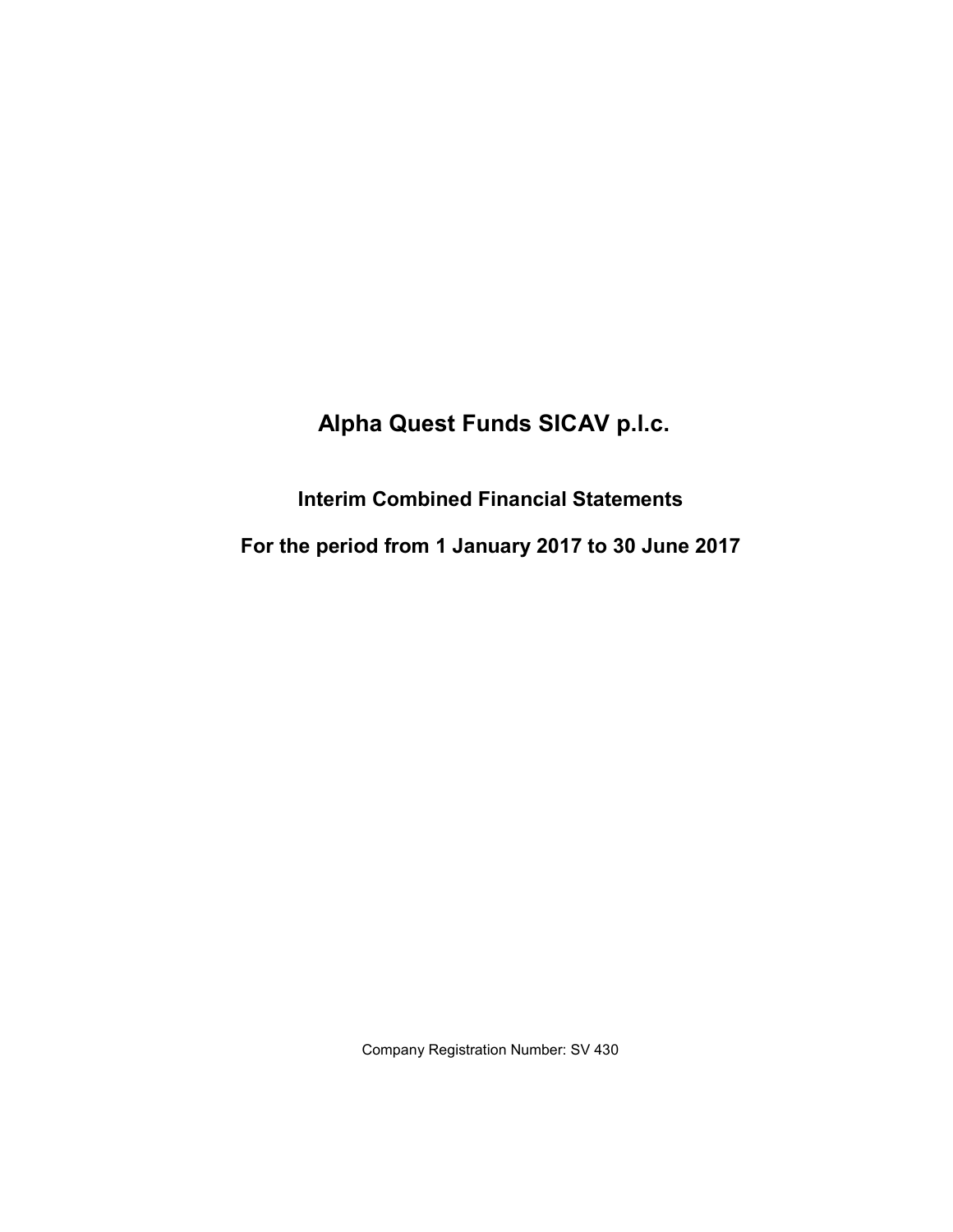# Alpha Quest Funds SICAV p.l.c.

## Interim Combined Financial Statements

## For the period from 1 January 2017 to 30 June 2017

Company Registration Number: SV 430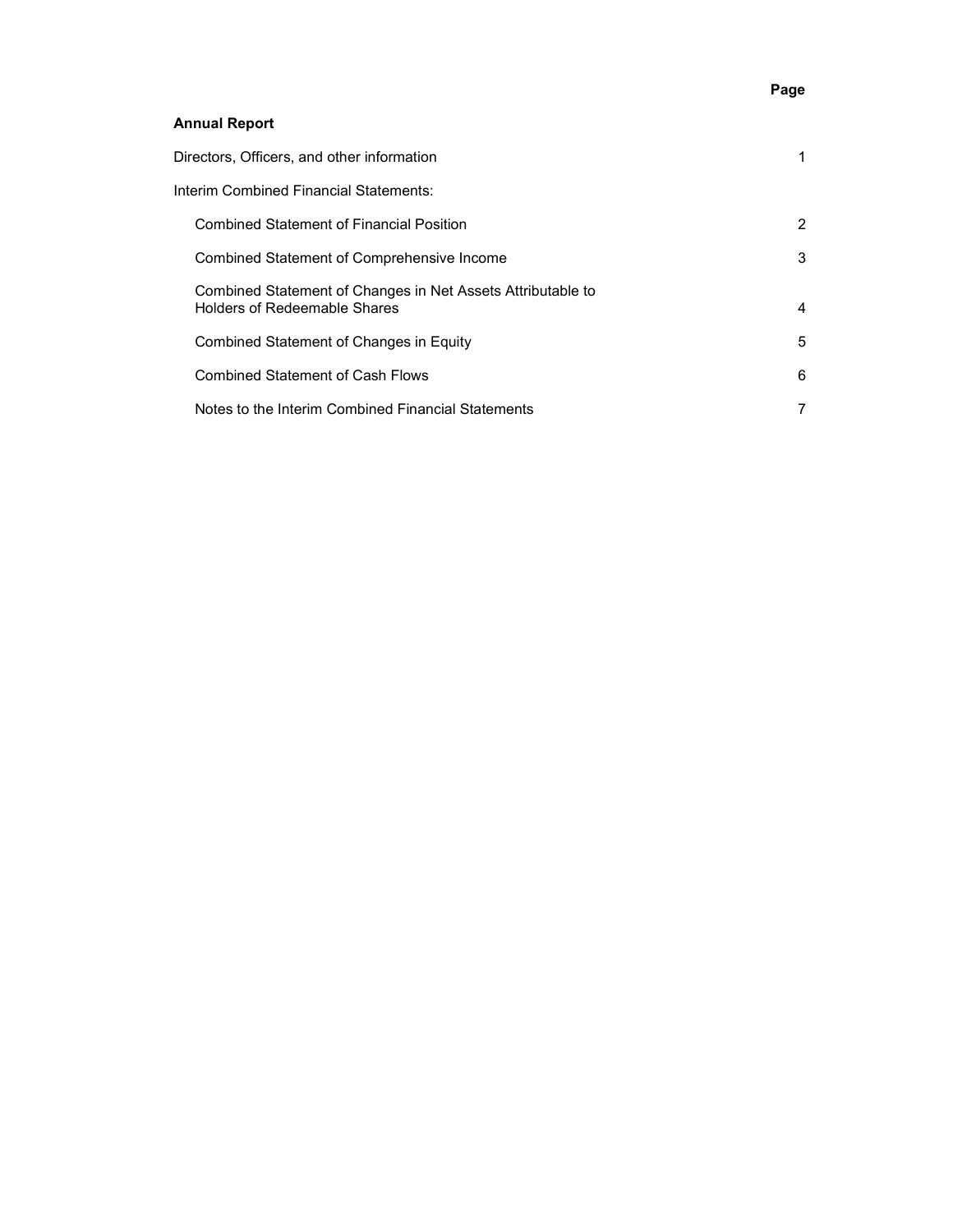| | Page |
|---|---|
| **Annual Report** | |
| Directors, Officers, and other information | 1 |
| Interim Combined Financial Statements: | |
| Combined Statement of Financial Position | 2 |
| Combined Statement of Comprehensive Income | 3 |
| Combined Statement of Changes in Net Assets Attributable to Holders of Redeemable Shares | 4 |
| Combined Statement of Changes in Equity | 5 |
| Combined Statement of Cash Flows | 6 |
| Notes to the Interim Combined Financial Statements | 7 |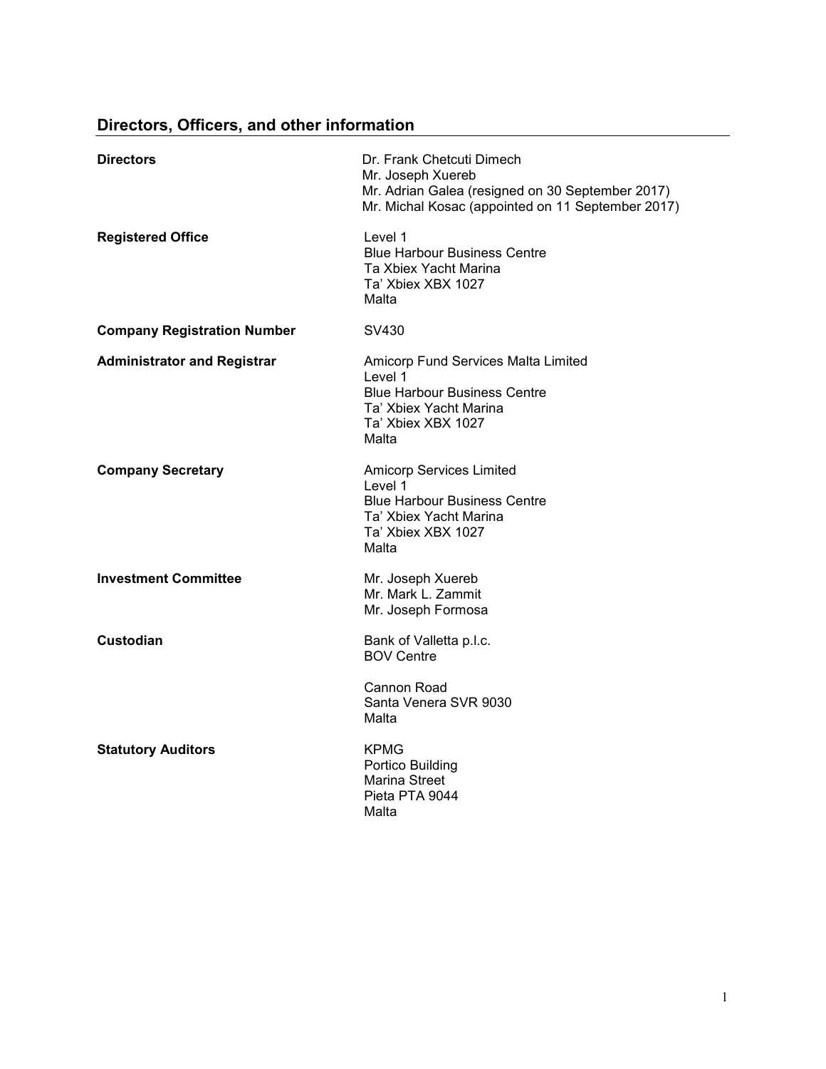## Directors, Officers, and other information

| | |
|---|---|
| **Directors** | Dr. Frank Chetcuti Dimech<br>Mr. Joseph Xuereb<br>Mr. Adrian Galea (resigned on 30 September 2017)<br>Mr. Michal Kosac (appointed on 11 September 2017) |
| **Registered Office** | Level 1<br>Blue Harbour Business Centre<br>Ta Xbiex Yacht Marina<br>Ta' Xbiex XBX 1027<br>Malta |
| **Company Registration Number** | SV430 |
| **Administrator and Registrar** | Amicorp Fund Services Malta Limited<br>Level 1<br>Blue Harbour Business Centre<br>Ta' Xbiex Yacht Marina<br>Ta' Xbiex XBX 1027<br>Malta |
| **Company Secretary** | Amicorp Services Limited<br>Level 1<br>Blue Harbour Business Centre<br>Ta' Xbiex Yacht Marina<br>Ta' Xbiex XBX 1027<br>Malta |
| **Investment Committee** | Mr. Joseph Xuereb<br>Mr. Mark L. Zammit<br>Mr. Joseph Formosa |
| **Custodian** | Bank of Valletta p.l.c.<br>BOV Centre<br><br>Cannon Road<br>Santa Venera SVR 9030<br>Malta |
| **Statutory Auditors** | KPMG<br>Portico Building<br>Marina Street<br>Pieta PTA 9044<br>Malta |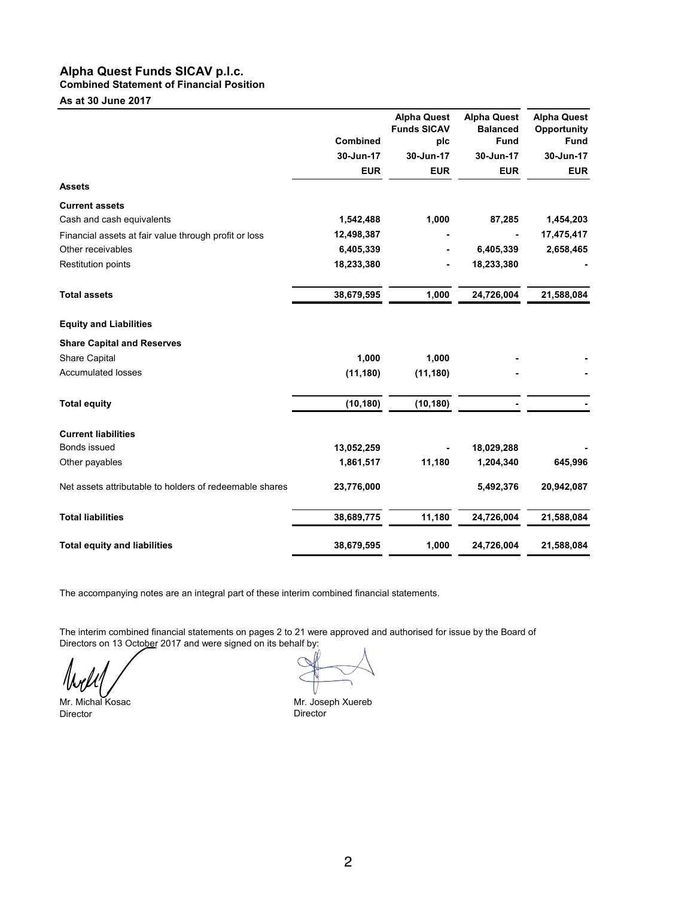# Alpha Quest Funds SICAV p.l.c.

## Combined Statement of Financial Position

**As at 30 June 2017**

| | Combined | Alpha Quest Funds SICAV plc | Alpha Quest Balanced Fund | Alpha Quest Opportunity Fund |
|---|---|---|---|---|
| | 30-Jun-17 | 30-Jun-17 | 30-Jun-17 | 30-Jun-17 |
| | EUR | EUR | EUR | EUR |
| **Assets** | | | | |
| **Current assets** | | | | |
| Cash and cash equivalents | 1,542,488 | 1,000 | 87,285 | 1,454,203 |
| Financial assets at fair value through profit or loss | 12,498,387 | - | - | 17,475,417 |
| Other receivables | 6,405,339 | - | 6,405,339 | 2,658,465 |
| Restitution points | 18,233,380 | - | 18,233,380 | - |
| **Total assets** | **38,679,595** | **1,000** | **24,726,004** | **21,588,084** |
| **Equity and Liabilities** | | | | |
| **Share Capital and Reserves** | | | | |
| Share Capital | 1,000 | 1,000 | - | - |
| Accumulated losses | (11,180) | (11,180) | - | - |
| **Total equity** | **(10,180)** | **(10,180)** | **-** | **-** |
| **Current liabilities** | | | | |
| Bonds issued | 13,052,259 | - | 18,029,288 | - |
| Other payables | 1,861,517 | 11,180 | 1,204,340 | 645,996 |
| Net assets attributable to holders of redeemable shares | 23,776,000 | | 5,492,376 | 20,942,087 |
| **Total liabilities** | **38,689,775** | **11,180** | **24,726,004** | **21,588,084** |
| **Total equity and liabilities** | **38,679,595** | **1,000** | **24,726,004** | **21,588,084** |

The accompanying notes are an integral part of these interim combined financial statements.

The interim combined financial statements on pages 2 to 21 were approved and authorised for issue by the Board of Directors on 13 October 2017 and were signed on its behalf by:

Mr. Michal Kosac
Director

Mr. Joseph Xuereb
Director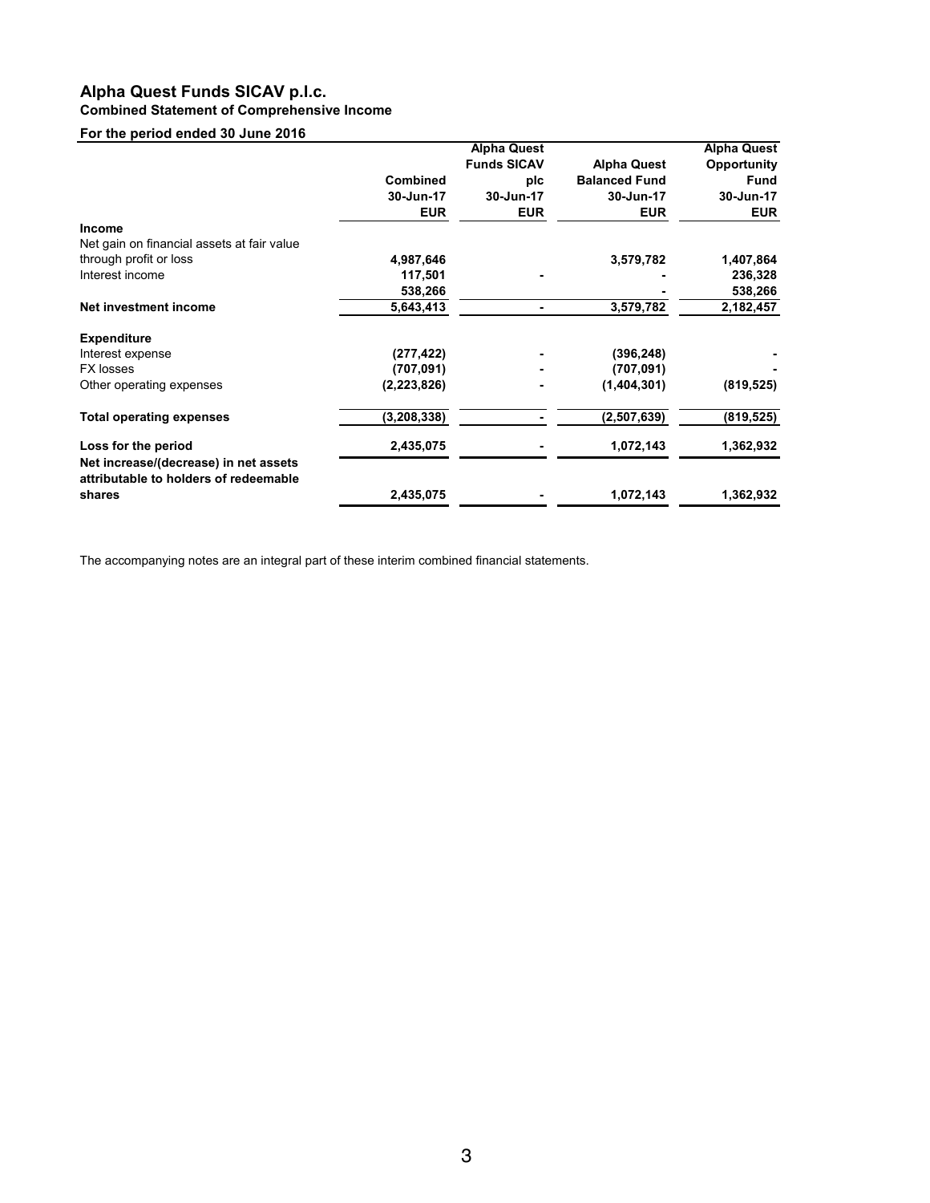# Alpha Quest Funds SICAV p.l.c.

## Combined Statement of Comprehensive Income

### For the period ended 30 June 2016

| | Combined | Alpha Quest Funds SICAV plc | Alpha Quest Balanced Fund | Alpha Quest Opportunity Fund |
|---|---|---|---|---|
| | 30-Jun-17 | 30-Jun-17 | 30-Jun-17 | 30-Jun-17 |
| | EUR | EUR | EUR | EUR |
| **Income** | | | | |
| Net gain on financial assets at fair value through profit or loss | 4,987,646 | | 3,579,782 | 1,407,864 |
| Interest income | 117,501 | - | - | 236,328 |
| | 538,266 | | - | 538,266 |
| **Net investment income** | 5,643,413 | - | 3,579,782 | 2,182,457 |
| **Expenditure** | | | | |
| Interest expense | (277,422) | - | (396,248) | - |
| FX losses | (707,091) | - | (707,091) | - |
| Other operating expenses | (2,223,826) | - | (1,404,301) | (819,525) |
| **Total operating expenses** | (3,208,338) | - | (2,507,639) | (819,525) |
| **Loss for the period** | 2,435,075 | - | 1,072,143 | 1,362,932 |
| **Net increase/(decrease) in net assets attributable to holders of redeemable shares** | 2,435,075 | - | 1,072,143 | 1,362,932 |

The accompanying notes are an integral part of these interim combined financial statements.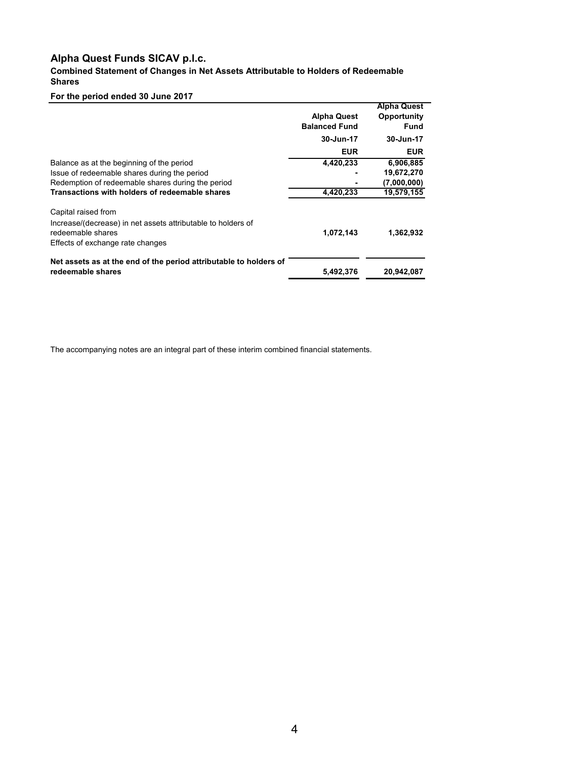# Alpha Quest Funds SICAV p.l.c.

**Combined Statement of Changes in Net Assets Attributable to Holders of Redeemable Shares**

**For the period ended 30 June 2017**

| | Alpha Quest Balanced Fund | Alpha Quest Opportunity Fund |
|---|---|---|
| | 30-Jun-17 | 30-Jun-17 |
| | EUR | EUR |
| Balance as at the beginning of the period | 4,420,233 | 6,906,885 |
| Issue of redeemable shares during the period | - | 19,672,270 |
| Redemption of redeemable shares during the period | - | (7,000,000) |
| **Transactions with holders of redeemable shares** | 4,420,233 | 19,579,155 |
| Capital raised from | | |
| Increase/(decrease) in net assets attributable to holders of redeemable shares | 1,072,143 | 1,362,932 |
| Effects of exchange rate changes | | |
| **Net assets as at the end of the period attributable to holders of redeemable shares** | 5,492,376 | 20,942,087 |

The accompanying notes are an integral part of these interim combined financial statements.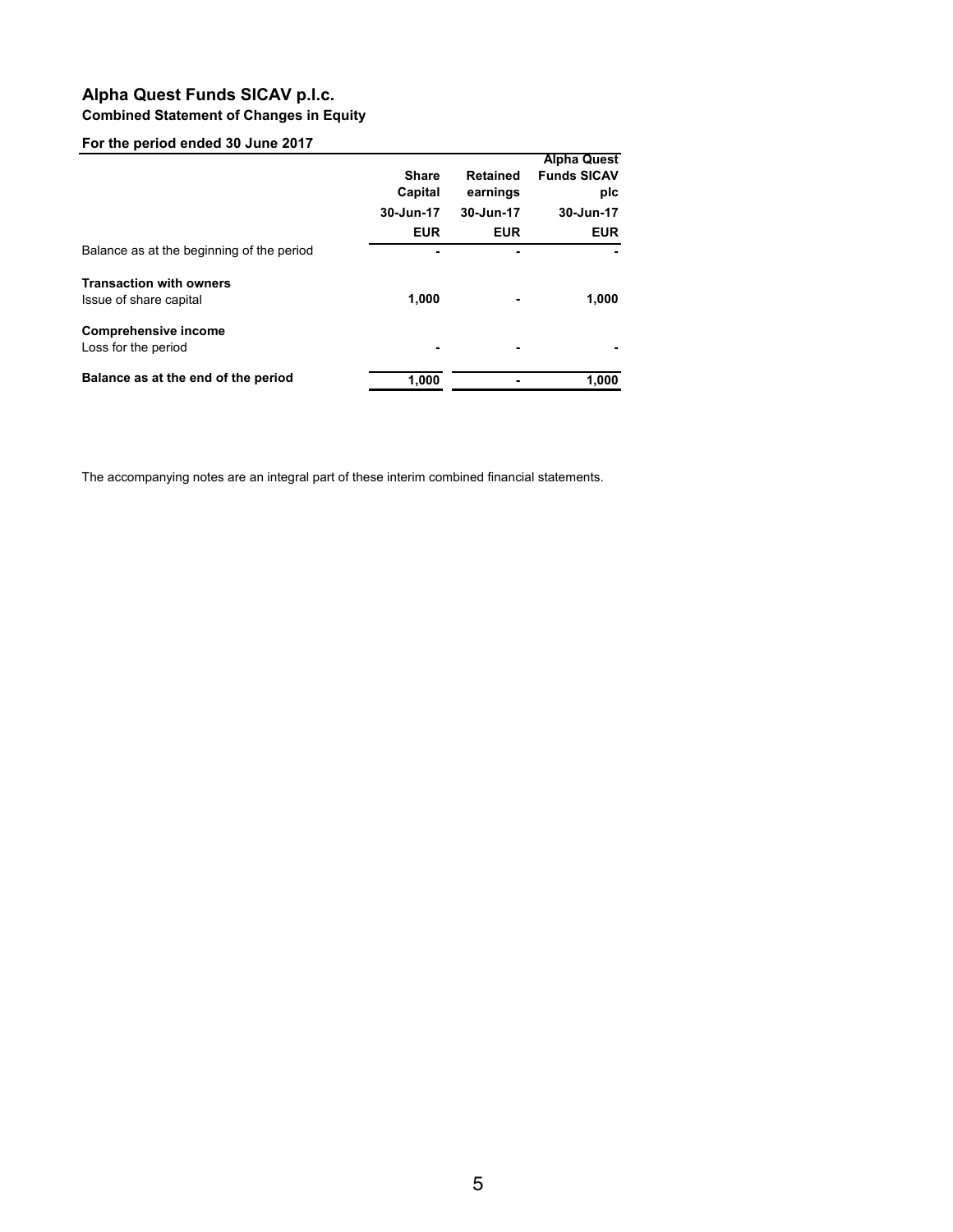# Alpha Quest Funds SICAV p.l.c.

## Combined Statement of Changes in Equity

### For the period ended 30 June 2017

| | Share Capital | Retained earnings | Alpha Quest Funds SICAV plc |
|---|---|---|---|
| | 30-Jun-17 | 30-Jun-17 | 30-Jun-17 |
| | EUR | EUR | EUR |
| Balance as at the beginning of the period | - | - | - |
| **Transaction with owners** | | | |
| Issue of share capital | 1,000 | - | 1,000 |
| **Comprehensive income** | | | |
| Loss for the period | - | - | - |
| **Balance as at the end of the period** | 1,000 | - | 1,000 |

The accompanying notes are an integral part of these interim combined financial statements.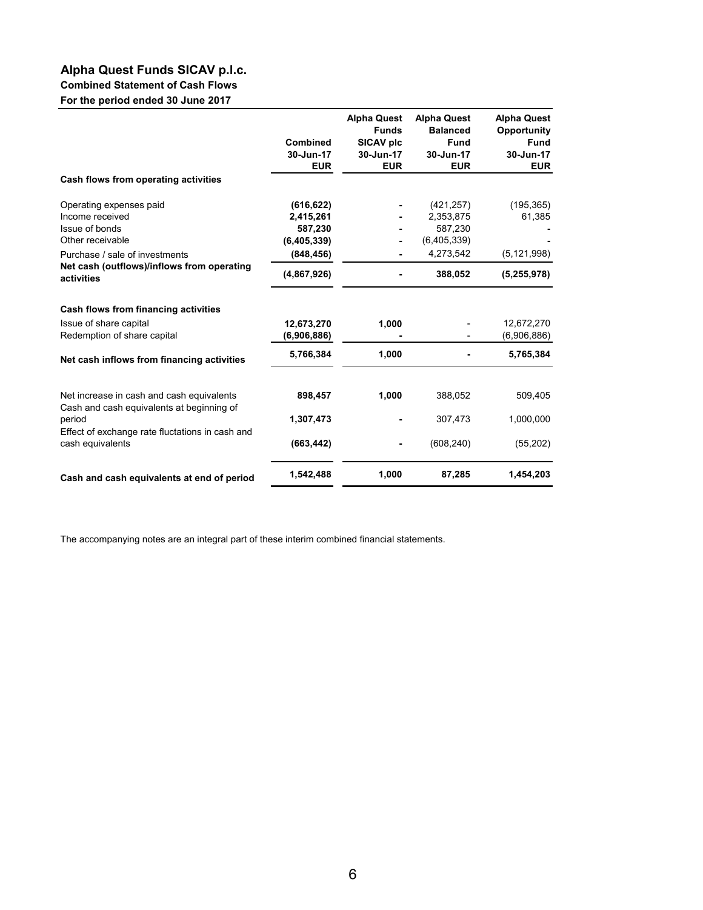# Alpha Quest Funds SICAV p.l.c.

**Combined Statement of Cash Flows**

**For the period ended 30 June 2017**

| | Combined 30-Jun-17 EUR | Alpha Quest Funds SICAV plc 30-Jun-17 EUR | Alpha Quest Balanced Fund 30-Jun-17 EUR | Alpha Quest Opportunity Fund 30-Jun-17 EUR |
|---|---|---|---|---|
| **Cash flows from operating activities** | | | | |
| Operating expenses paid | **(616,622)** | **-** | (421,257) | (195,365) |
| Income received | **2,415,261** | **-** | 2,353,875 | 61,385 |
| Issue of bonds | **587,230** | **-** | 587,230 | **-** |
| Other receivable | **(6,405,339)** | **-** | (6,405,339) | **-** |
| Purchase / sale of investments | **(848,456)** | **-** | 4,273,542 | (5,121,998) |
| **Net cash (outflows)/inflows from operating activities** | **(4,867,926)** | **-** | **388,052** | **(5,255,978)** |
| **Cash flows from financing activities** | | | | |
| Issue of share capital | **12,673,270** | **1,000** | - | 12,672,270 |
| Redemption of share capital | **(6,906,886)** | **-** | - | (6,906,886) |
| **Net cash inflows from financing activities** | **5,766,384** | **1,000** | **-** | **5,765,384** |
| Net increase in cash and cash equivalents | **898,457** | **1,000** | 388,052 | 509,405 |
| Cash and cash equivalents at beginning of period | **1,307,473** | **-** | 307,473 | 1,000,000 |
| Effect of exchange rate fluctuations in cash and cash equivalents | **(663,442)** | **-** | (608,240) | (55,202) |
| **Cash and cash equivalents at end of period** | **1,542,488** | **1,000** | **87,285** | **1,454,203** |

The accompanying notes are an integral part of these interim combined financial statements.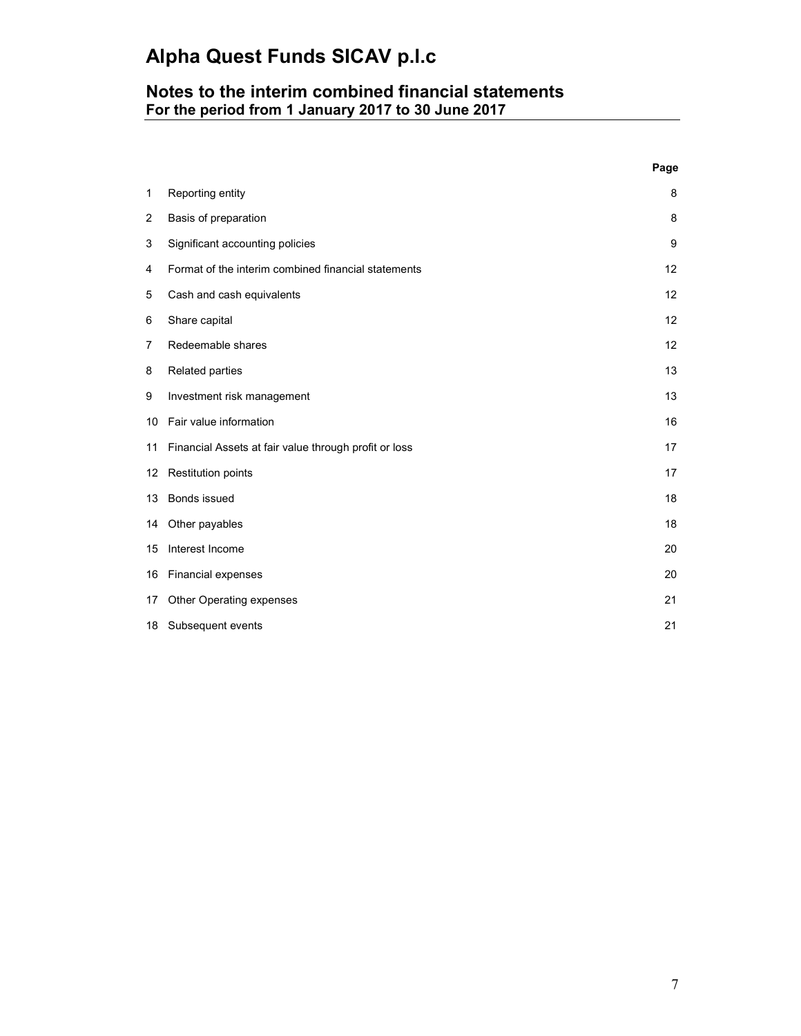# Alpha Quest Funds SICAV p.l.c

## Notes to the interim combined financial statements
### For the period from 1 January 2017 to 30 June 2017

| | | Page |
|---|---|---|
| 1 | Reporting entity | 8 |
| 2 | Basis of preparation | 8 |
| 3 | Significant accounting policies | 9 |
| 4 | Format of the interim combined financial statements | 12 |
| 5 | Cash and cash equivalents | 12 |
| 6 | Share capital | 12 |
| 7 | Redeemable shares | 12 |
| 8 | Related parties | 13 |
| 9 | Investment risk management | 13 |
| 10 | Fair value information | 16 |
| 11 | Financial Assets at fair value through profit or loss | 17 |
| 12 | Restitution points | 17 |
| 13 | Bonds issued | 18 |
| 14 | Other payables | 18 |
| 15 | Interest Income | 20 |
| 16 | Financial expenses | 20 |
| 17 | Other Operating expenses | 21 |
| 18 | Subsequent events | 21 |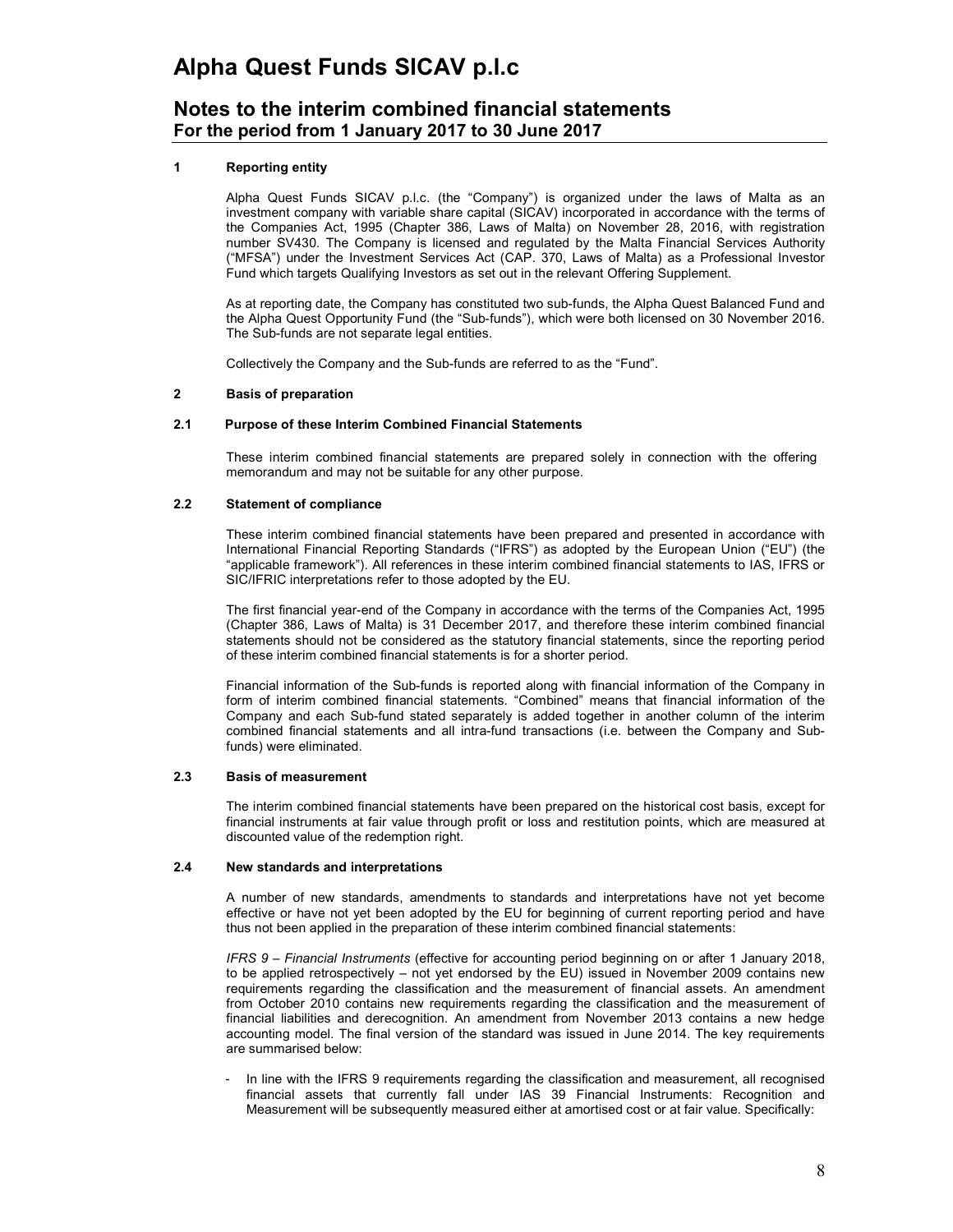# Alpha Quest Funds SICAV p.l.c

## Notes to the interim combined financial statements
### For the period from 1 January 2017 to 30 June 2017

**1 Reporting entity**

Alpha Quest Funds SICAV p.l.c. (the "Company") is organized under the laws of Malta as an investment company with variable share capital (SICAV) incorporated in accordance with the terms of the Companies Act, 1995 (Chapter 386, Laws of Malta) on November 28, 2016, with registration number SV430. The Company is licensed and regulated by the Malta Financial Services Authority ("MFSA") under the Investment Services Act (CAP. 370, Laws of Malta) as a Professional Investor Fund which targets Qualifying Investors as set out in the relevant Offering Supplement.

As at reporting date, the Company has constituted two sub-funds, the Alpha Quest Balanced Fund and the Alpha Quest Opportunity Fund (the "Sub-funds"), which were both licensed on 30 November 2016. The Sub-funds are not separate legal entities.

Collectively the Company and the Sub-funds are referred to as the "Fund".

**2 Basis of preparation**

**2.1 Purpose of these Interim Combined Financial Statements**

These interim combined financial statements are prepared solely in connection with the offering memorandum and may not be suitable for any other purpose.

**2.2 Statement of compliance**

These interim combined financial statements have been prepared and presented in accordance with International Financial Reporting Standards ("IFRS") as adopted by the European Union ("EU") (the "applicable framework"). All references in these interim combined financial statements to IAS, IFRS or SIC/IFRIC interpretations refer to those adopted by the EU.

The first financial year-end of the Company in accordance with the terms of the Companies Act, 1995 (Chapter 386, Laws of Malta) is 31 December 2017, and therefore these interim combined financial statements should not be considered as the statutory financial statements, since the reporting period of these interim combined financial statements is for a shorter period.

Financial information of the Sub-funds is reported along with financial information of the Company in form of interim combined financial statements. "Combined" means that financial information of the Company and each Sub-fund stated separately is added together in another column of the interim combined financial statements and all intra-fund transactions (i.e. between the Company and Sub-funds) were eliminated.

**2.3 Basis of measurement**

The interim combined financial statements have been prepared on the historical cost basis, except for financial instruments at fair value through profit or loss and restitution points, which are measured at discounted value of the redemption right.

**2.4 New standards and interpretations**

A number of new standards, amendments to standards and interpretations have not yet become effective or have not yet been adopted by the EU for beginning of current reporting period and have thus not been applied in the preparation of these interim combined financial statements:

*IFRS 9 – Financial Instruments* (effective for accounting period beginning on or after 1 January 2018, to be applied retrospectively – not yet endorsed by the EU) issued in November 2009 contains new requirements regarding the classification and the measurement of financial assets. An amendment from October 2010 contains new requirements regarding the classification and the measurement of financial liabilities and derecognition. An amendment from November 2013 contains a new hedge accounting model. The final version of the standard was issued in June 2014. The key requirements are summarised below:

- In line with the IFRS 9 requirements regarding the classification and measurement, all recognised financial assets that currently fall under IAS 39 Financial Instruments: Recognition and Measurement will be subsequently measured either at amortised cost or at fair value. Specifically: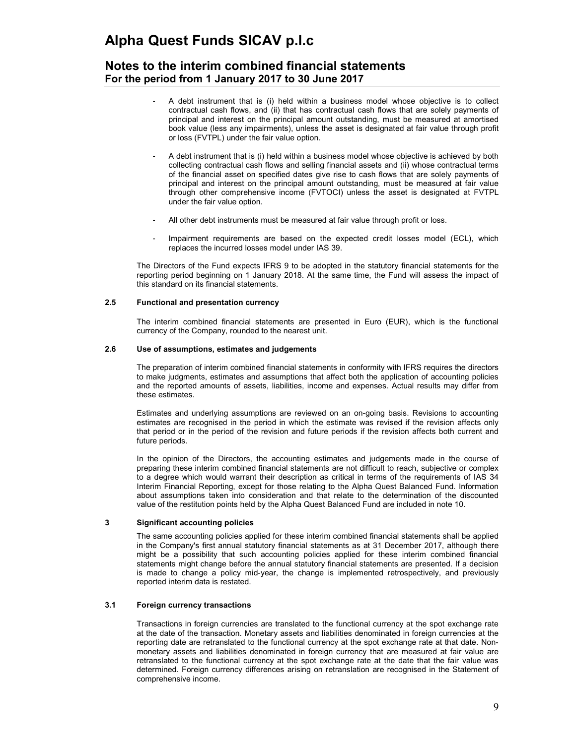- A debt instrument that is (i) held within a business model whose objective is to collect contractual cash flows, and (ii) that has contractual cash flows that are solely payments of principal and interest on the principal amount outstanding, must be measured at amortised book value (less any impairments), unless the asset is designated at fair value through profit or loss (FVTPL) under the fair value option.

- A debt instrument that is (i) held within a business model whose objective is achieved by both collecting contractual cash flows and selling financial assets and (ii) whose contractual terms of the financial asset on specified dates give rise to cash flows that are solely payments of principal and interest on the principal amount outstanding, must be measured at fair value through other comprehensive income (FVTOCI) unless the asset is designated at FVTPL under the fair value option.

- All other debt instruments must be measured at fair value through profit or loss.

- Impairment requirements are based on the expected credit losses model (ECL), which replaces the incurred losses model under IAS 39.

The Directors of the Fund expects IFRS 9 to be adopted in the statutory financial statements for the reporting period beginning on 1 January 2018. At the same time, the Fund will assess the impact of this standard on its financial statements.

### 2.5 Functional and presentation currency

The interim combined financial statements are presented in Euro (EUR), which is the functional currency of the Company, rounded to the nearest unit.

### 2.6 Use of assumptions, estimates and judgements

The preparation of interim combined financial statements in conformity with IFRS requires the directors to make judgments, estimates and assumptions that affect both the application of accounting policies and the reported amounts of assets, liabilities, income and expenses. Actual results may differ from these estimates.

Estimates and underlying assumptions are reviewed on an on-going basis. Revisions to accounting estimates are recognised in the period in which the estimate was revised if the revision affects only that period or in the period of the revision and future periods if the revision affects both current and future periods.

In the opinion of the Directors, the accounting estimates and judgements made in the course of preparing these interim combined financial statements are not difficult to reach, subjective or complex to a degree which would warrant their description as critical in terms of the requirements of IAS 34 Interim Financial Reporting, except for those relating to the Alpha Quest Balanced Fund. Information about assumptions taken into consideration and that relate to the determination of the discounted value of the restitution points held by the Alpha Quest Balanced Fund are included in note 10.

## 3 Significant accounting policies

The same accounting policies applied for these interim combined financial statements shall be applied in the Company's first annual statutory financial statements as at 31 December 2017, although there might be a possibility that such accounting policies applied for these interim combined financial statements might change before the annual statutory financial statements are presented. If a decision is made to change a policy mid-year, the change is implemented retrospectively, and previously reported interim data is restated.

### 3.1 Foreign currency transactions

Transactions in foreign currencies are translated to the functional currency at the spot exchange rate at the date of the transaction. Monetary assets and liabilities denominated in foreign currencies at the reporting date are retranslated to the functional currency at the spot exchange rate at that date. Non-monetary assets and liabilities denominated in foreign currency that are measured at fair value are retranslated to the functional currency at the spot exchange rate at the date that the fair value was determined. Foreign currency differences arising on retranslation are recognised in the Statement of comprehensive income.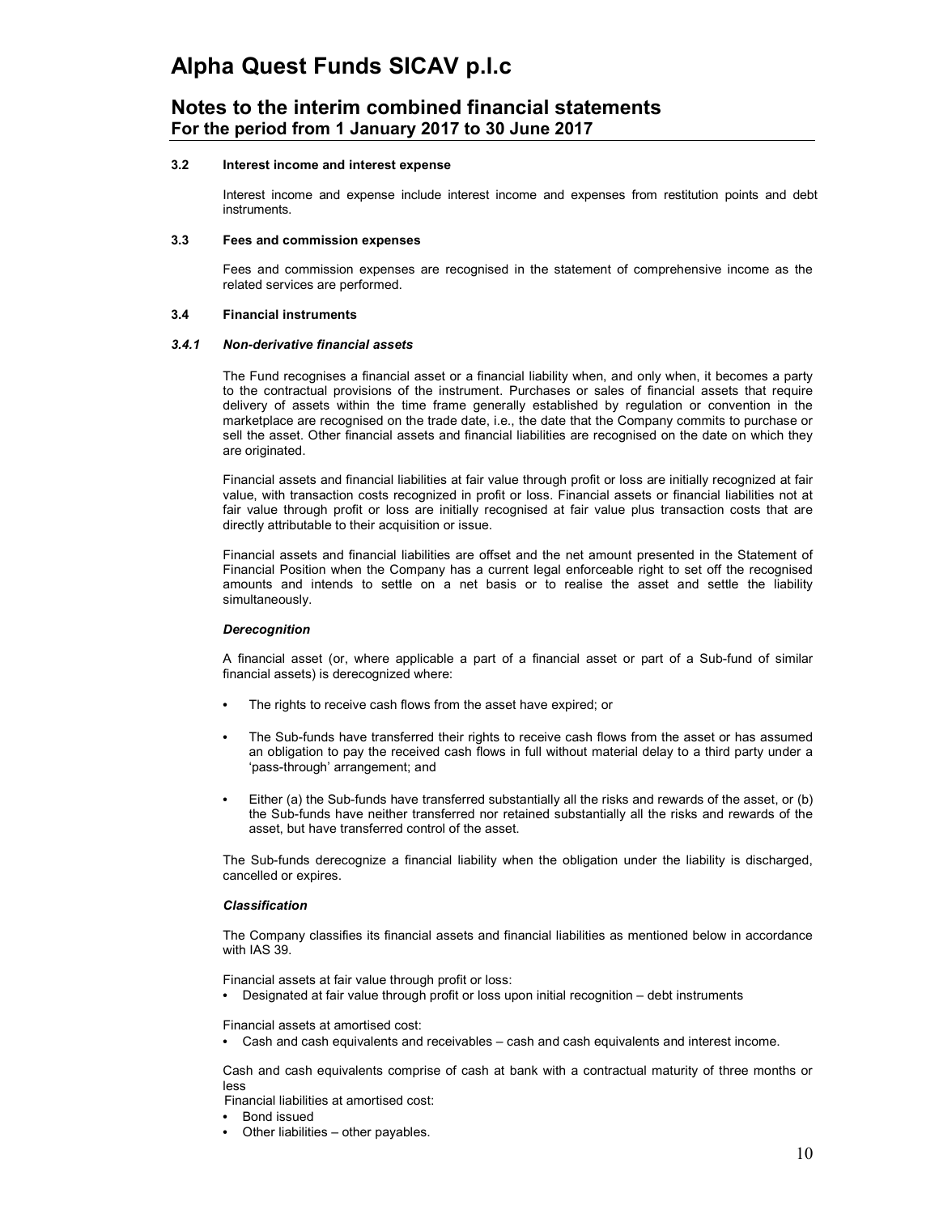#### 3.2 Interest income and interest expense

Interest income and expense include interest income and expenses from restitution points and debt instruments.

#### 3.3 Fees and commission expenses

Fees and commission expenses are recognised in the statement of comprehensive income as the related services are performed.

#### 3.4 Financial instruments

##### *3.4.1 Non-derivative financial assets*

The Fund recognises a financial asset or a financial liability when, and only when, it becomes a party to the contractual provisions of the instrument. Purchases or sales of financial assets that require delivery of assets within the time frame generally established by regulation or convention in the marketplace are recognised on the trade date, i.e., the date that the Company commits to purchase or sell the asset. Other financial assets and financial liabilities are recognised on the date on which they are originated.

Financial assets and financial liabilities at fair value through profit or loss are initially recognized at fair value, with transaction costs recognized in profit or loss. Financial assets or financial liabilities not at fair value through profit or loss are initially recognised at fair value plus transaction costs that are directly attributable to their acquisition or issue.

Financial assets and financial liabilities are offset and the net amount presented in the Statement of Financial Position when the Company has a current legal enforceable right to set off the recognised amounts and intends to settle on a net basis or to realise the asset and settle the liability simultaneously.

***Derecognition***

A financial asset (or, where applicable a part of a financial asset or part of a Sub-fund of similar financial assets) is derecognized where:

- The rights to receive cash flows from the asset have expired; or
- The Sub-funds have transferred their rights to receive cash flows from the asset or has assumed an obligation to pay the received cash flows in full without material delay to a third party under a 'pass-through' arrangement; and
- Either (a) the Sub-funds have transferred substantially all the risks and rewards of the asset, or (b) the Sub-funds have neither transferred nor retained substantially all the risks and rewards of the asset, but have transferred control of the asset.

The Sub-funds derecognize a financial liability when the obligation under the liability is discharged, cancelled or expires.

***Classification***

The Company classifies its financial assets and financial liabilities as mentioned below in accordance with IAS 39.

Financial assets at fair value through profit or loss:
- Designated at fair value through profit or loss upon initial recognition – debt instruments

Financial assets at amortised cost:
- Cash and cash equivalents and receivables – cash and cash equivalents and interest income.

Cash and cash equivalents comprise of cash at bank with a contractual maturity of three months or less

Financial liabilities at amortised cost:
- Bond issued
- Other liabilities – other payables.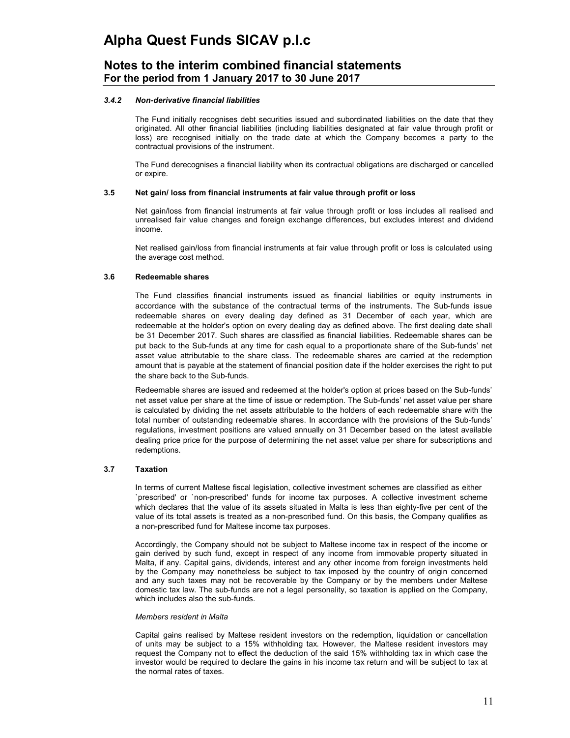#### *3.4.2 Non-derivative financial liabilities*

The Fund initially recognises debt securities issued and subordinated liabilities on the date that they originated. All other financial liabilities (including liabilities designated at fair value through profit or loss) are recognised initially on the trade date at which the Company becomes a party to the contractual provisions of the instrument.

The Fund derecognises a financial liability when its contractual obligations are discharged or cancelled or expire.

### 3.5 Net gain/ loss from financial instruments at fair value through profit or loss

Net gain/loss from financial instruments at fair value through profit or loss includes all realised and unrealised fair value changes and foreign exchange differences, but excludes interest and dividend income.

Net realised gain/loss from financial instruments at fair value through profit or loss is calculated using the average cost method.

### 3.6 Redeemable shares

The Fund classifies financial instruments issued as financial liabilities or equity instruments in accordance with the substance of the contractual terms of the instruments. The Sub-funds issue redeemable shares on every dealing day defined as 31 December of each year, which are redeemable at the holder's option on every dealing day as defined above. The first dealing date shall be 31 December 2017. Such shares are classified as financial liabilities. Redeemable shares can be put back to the Sub-funds at any time for cash equal to a proportionate share of the Sub-funds' net asset value attributable to the share class. The redeemable shares are carried at the redemption amount that is payable at the statement of financial position date if the holder exercises the right to put the share back to the Sub-funds.

Redeemable shares are issued and redeemed at the holder's option at prices based on the Sub-funds' net asset value per share at the time of issue or redemption. The Sub-funds' net asset value per share is calculated by dividing the net assets attributable to the holders of each redeemable share with the total number of outstanding redeemable shares. In accordance with the provisions of the Sub-funds' regulations, investment positions are valued annually on 31 December based on the latest available dealing price price for the purpose of determining the net asset value per share for subscriptions and redemptions.

### 3.7 Taxation

In terms of current Maltese fiscal legislation, collective investment schemes are classified as either `prescribed' or `non-prescribed' funds for income tax purposes. A collective investment scheme which declares that the value of its assets situated in Malta is less than eighty-five per cent of the value of its total assets is treated as a non-prescribed fund. On this basis, the Company qualifies as a non-prescribed fund for Maltese income tax purposes.

Accordingly, the Company should not be subject to Maltese income tax in respect of the income or gain derived by such fund, except in respect of any income from immovable property situated in Malta, if any. Capital gains, dividends, interest and any other income from foreign investments held by the Company may nonetheless be subject to tax imposed by the country of origin concerned and any such taxes may not be recoverable by the Company or by the members under Maltese domestic tax law. The sub-funds are not a legal personality, so taxation is applied on the Company, which includes also the sub-funds.

*Members resident in Malta*

Capital gains realised by Maltese resident investors on the redemption, liquidation or cancellation of units may be subject to a 15% withholding tax. However, the Maltese resident investors may request the Company not to effect the deduction of the said 15% withholding tax in which case the investor would be required to declare the gains in his income tax return and will be subject to tax at the normal rates of taxes.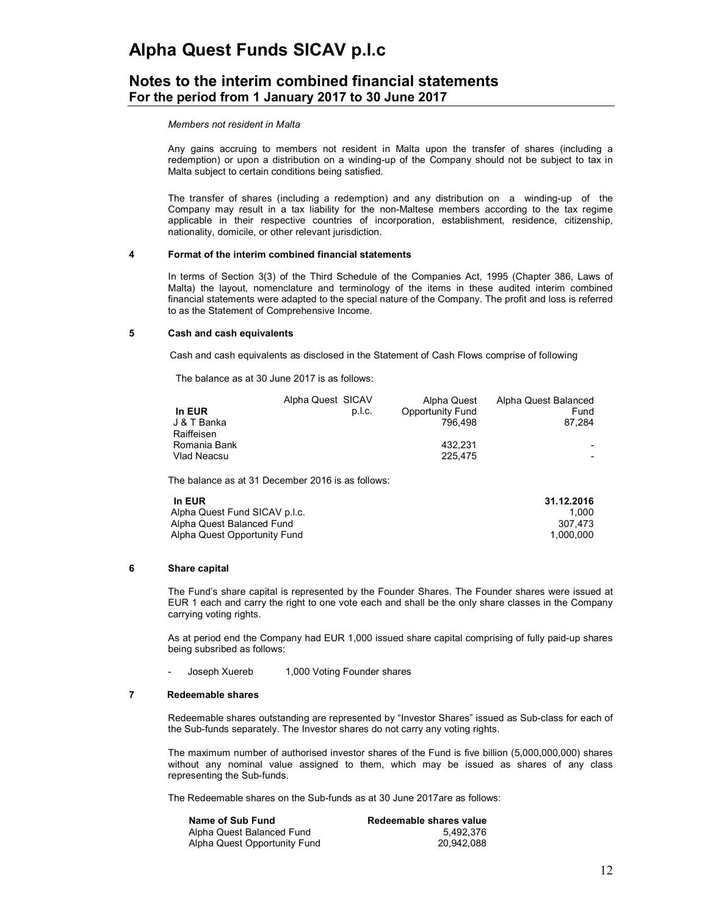*Members not resident in Malta*

Any gains accruing to members not resident in Malta upon the transfer of shares (including a redemption) or upon a distribution on a winding-up of the Company should not be subject to tax in Malta subject to certain conditions being satisfied.

The transfer of shares (including a redemption) and any distribution on a winding-up of the Company may result in a tax liability for the non-Maltese members according to the tax regime applicable in their respective countries of incorporation, establishment, residence, citizenship, nationality, domicile, or other relevant jurisdiction.

## 4 Format of the interim combined financial statements

In terms of Section 3(3) of the Third Schedule of the Companies Act, 1995 (Chapter 386, Laws of Malta) the layout, nomenclature and terminology of the items in these audited interim combined financial statements were adapted to the special nature of the Company. The profit and loss is referred to as the Statement of Comprehensive Income.

## 5 Cash and cash equivalents

Cash and cash equivalents as disclosed in the Statement of Cash Flows comprise of following

The balance as at 30 June 2017 is as follows:

| In EUR | Alpha Quest SICAV p.l.c. | Alpha Quest Opportunity Fund | Alpha Quest Balanced Fund |
|---|---|---|---|
| J & T Banka | | 796,498 | 87,284 |
| Raiffeisen Romania Bank | | 432,231 | - |
| Vlad Neacsu | | 225,475 | - |

The balance as at 31 December 2016 is as follows:

| In EUR | 31.12.2016 |
|---|---|
| Alpha Quest Fund SICAV p.l.c. | 1,000 |
| Alpha Quest Balanced Fund | 307,473 |
| Alpha Quest Opportunity Fund | 1,000,000 |

## 6 Share capital

The Fund's share capital is represented by the Founder Shares. The Founder shares were issued at EUR 1 each and carry the right to one vote each and shall be the only share classes in the Company carrying voting rights.

As at period end the Company had EUR 1,000 issued share capital comprising of fully paid-up shares being subsribed as follows:

- Joseph Xuereb 1,000 Voting Founder shares

## 7 Redeemable shares

Redeemable shares outstanding are represented by "Investor Shares" issued as Sub-class for each of the Sub-funds separately. The Investor shares do not carry any voting rights.

The maximum number of authorised investor shares of the Fund is five billion (5,000,000,000) shares without any nominal value assigned to them, which may be issued as shares of any class representing the Sub-funds.

The Redeemable shares on the Sub-funds as at 30 June 2017are as follows:

| Name of Sub Fund | Redeemable shares value |
|---|---|
| Alpha Quest Balanced Fund | 5,492,376 |
| Alpha Quest Opportunity Fund | 20,942,088 |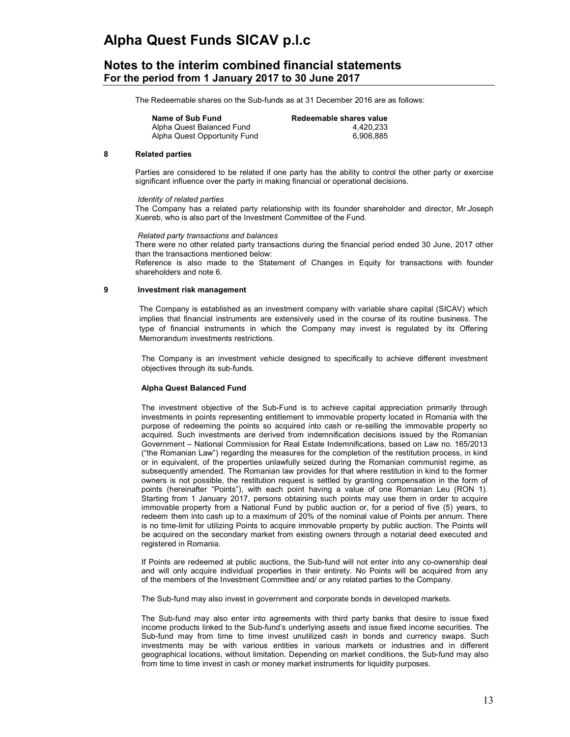The Redeemable shares on the Sub-funds as at 31 December 2016 are as follows:

| Name of Sub Fund | Redeemable shares value |
|---|---|
| Alpha Quest Balanced Fund | 4,420,233 |
| Alpha Quest Opportunity Fund | 6,906,885 |

## 8 Related parties

Parties are considered to be related if one party has the ability to control the other party or exercise significant influence over the party in making financial or operational decisions.

*Identity of related parties*

The Company has a related party relationship with its founder shareholder and director, Mr.Joseph Xuereb, who is also part of the Investment Committee of the Fund.

*Related party transactions and balances*

There were no other related party transactions during the financial period ended 30 June, 2017 other than the transactions mentioned below:

Reference is also made to the Statement of Changes in Equity for transactions with founder shareholders and note 6.

## 9 Investment risk management

The Company is established as an investment company with variable share capital (SICAV) which implies that financial instruments are extensively used in the course of its routine business. The type of financial instruments in which the Company may invest is regulated by its Offering Memorandum investments restrictions.

The Company is an investment vehicle designed to specifically to achieve different investment objectives through its sub-funds.

**Alpha Quest Balanced Fund**

The investment objective of the Sub-Fund is to achieve capital appreciation primarily through investments in points representing entitlement to immovable property located in Romania with the purpose of redeeming the points so acquired into cash or re-selling the immovable property so acquired. Such investments are derived from indemnification decisions issued by the Romanian Government – National Commission for Real Estate Indemnifications, based on Law no. 165/2013 ("the Romanian Law") regarding the measures for the completion of the restitution process, in kind or in equivalent, of the properties unlawfully seized during the Romanian communist regime, as subsequently amended. The Romanian law provides for that where restitution in kind to the former owners is not possible, the restitution request is settled by granting compensation in the form of points (hereinafter "Points"), with each point having a value of one Romanian Leu (RON 1). Starting from 1 January 2017, persons obtaining such points may use them in order to acquire immovable property from a National Fund by public auction or, for a period of five (5) years, to redeem them into cash up to a maximum of 20% of the nominal value of Points per annum. There is no time-limit for utilizing Points to acquire immovable property by public auction. The Points will be acquired on the secondary market from existing owners through a notarial deed executed and registered in Romania.

If Points are redeemed at public auctions, the Sub-fund will not enter into any co-ownership deal and will only acquire individual properties in their entirety. No Points will be acquired from any of the members of the Investment Committee and/ or any related parties to the Company.

The Sub-fund may also invest in government and corporate bonds in developed markets.

The Sub-fund may also enter into agreements with third party banks that desire to issue fixed income products linked to the Sub-fund's underlying assets and issue fixed income securities. The Sub-fund may from time to time invest unutilized cash in bonds and currency swaps. Such investments may be with various entities in various markets or industries and in different geographical locations, without limitation. Depending on market conditions, the Sub-fund may also from time to time invest in cash or money market instruments for liquidity purposes.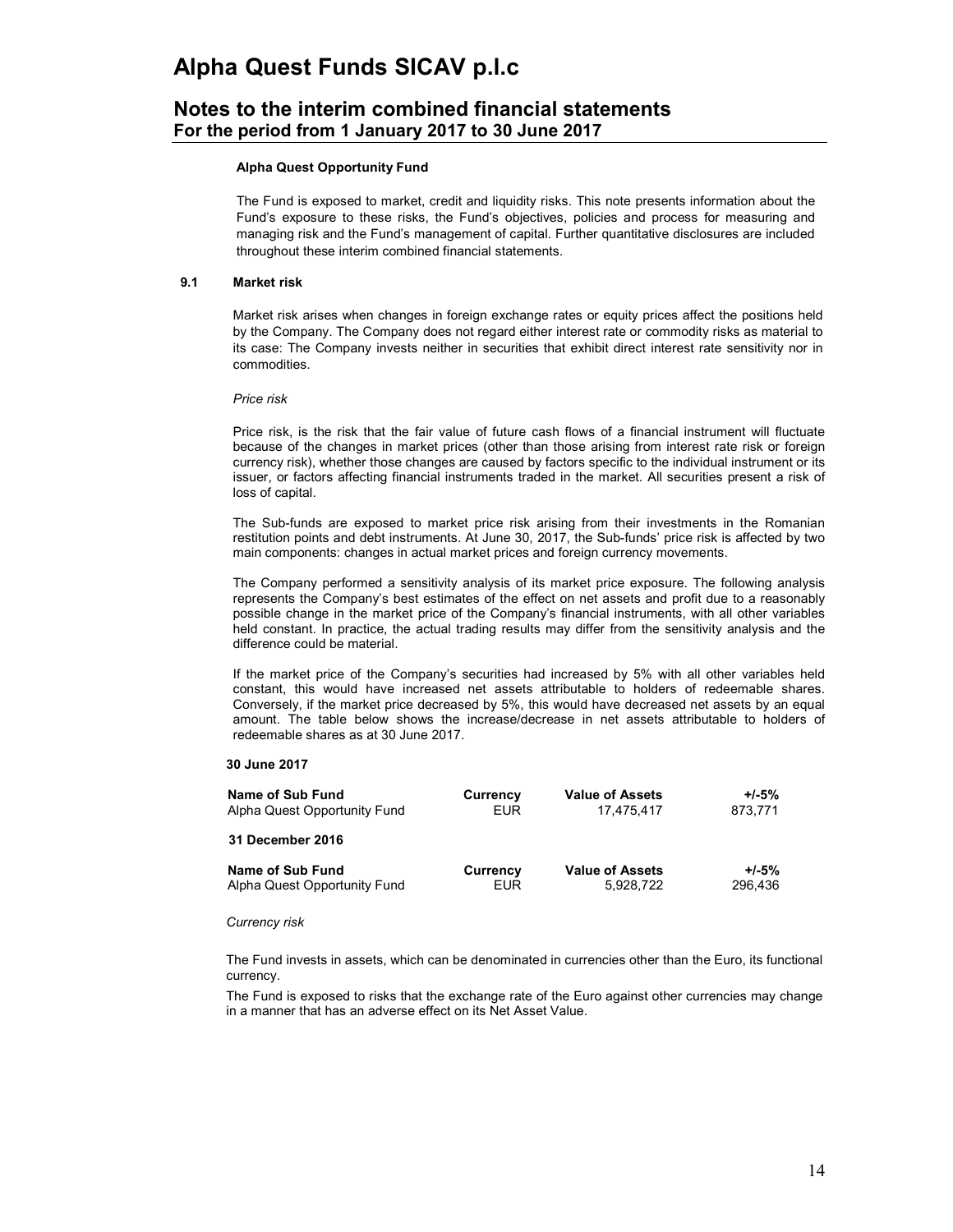**Alpha Quest Opportunity Fund**

The Fund is exposed to market, credit and liquidity risks. This note presents information about the Fund's exposure to these risks, the Fund's objectives, policies and process for measuring and managing risk and the Fund's management of capital. Further quantitative disclosures are included throughout these interim combined financial statements.

### 9.1 Market risk

Market risk arises when changes in foreign exchange rates or equity prices affect the positions held by the Company. The Company does not regard either interest rate or commodity risks as material to its case: The Company invests neither in securities that exhibit direct interest rate sensitivity nor in commodities.

*Price risk*

Price risk, is the risk that the fair value of future cash flows of a financial instrument will fluctuate because of the changes in market prices (other than those arising from interest rate risk or foreign currency risk), whether those changes are caused by factors specific to the individual instrument or its issuer, or factors affecting financial instruments traded in the market. All securities present a risk of loss of capital.

The Sub-funds are exposed to market price risk arising from their investments in the Romanian restitution points and debt instruments. At June 30, 2017, the Sub-funds' price risk is affected by two main components: changes in actual market prices and foreign currency movements.

The Company performed a sensitivity analysis of its market price exposure. The following analysis represents the Company's best estimates of the effect on net assets and profit due to a reasonably possible change in the market price of the Company's financial instruments, with all other variables held constant. In practice, the actual trading results may differ from the sensitivity analysis and the difference could be material.

If the market price of the Company's securities had increased by 5% with all other variables held constant, this would have increased net assets attributable to holders of redeemable shares. Conversely, if the market price decreased by 5%, this would have decreased net assets by an equal amount. The table below shows the increase/decrease in net assets attributable to holders of redeemable shares as at 30 June 2017.

**30 June 2017**

| Name of Sub Fund | Currency | Value of Assets | +/-5% |
|---|---|---|---|
| Alpha Quest Opportunity Fund | EUR | 17,475,417 | 873,771 |

**31 December 2016**

| Name of Sub Fund | Currency | Value of Assets | +/-5% |
|---|---|---|---|
| Alpha Quest Opportunity Fund | EUR | 5,928,722 | 296,436 |

*Currency risk*

The Fund invests in assets, which can be denominated in currencies other than the Euro, its functional currency.

The Fund is exposed to risks that the exchange rate of the Euro against other currencies may change in a manner that has an adverse effect on its Net Asset Value.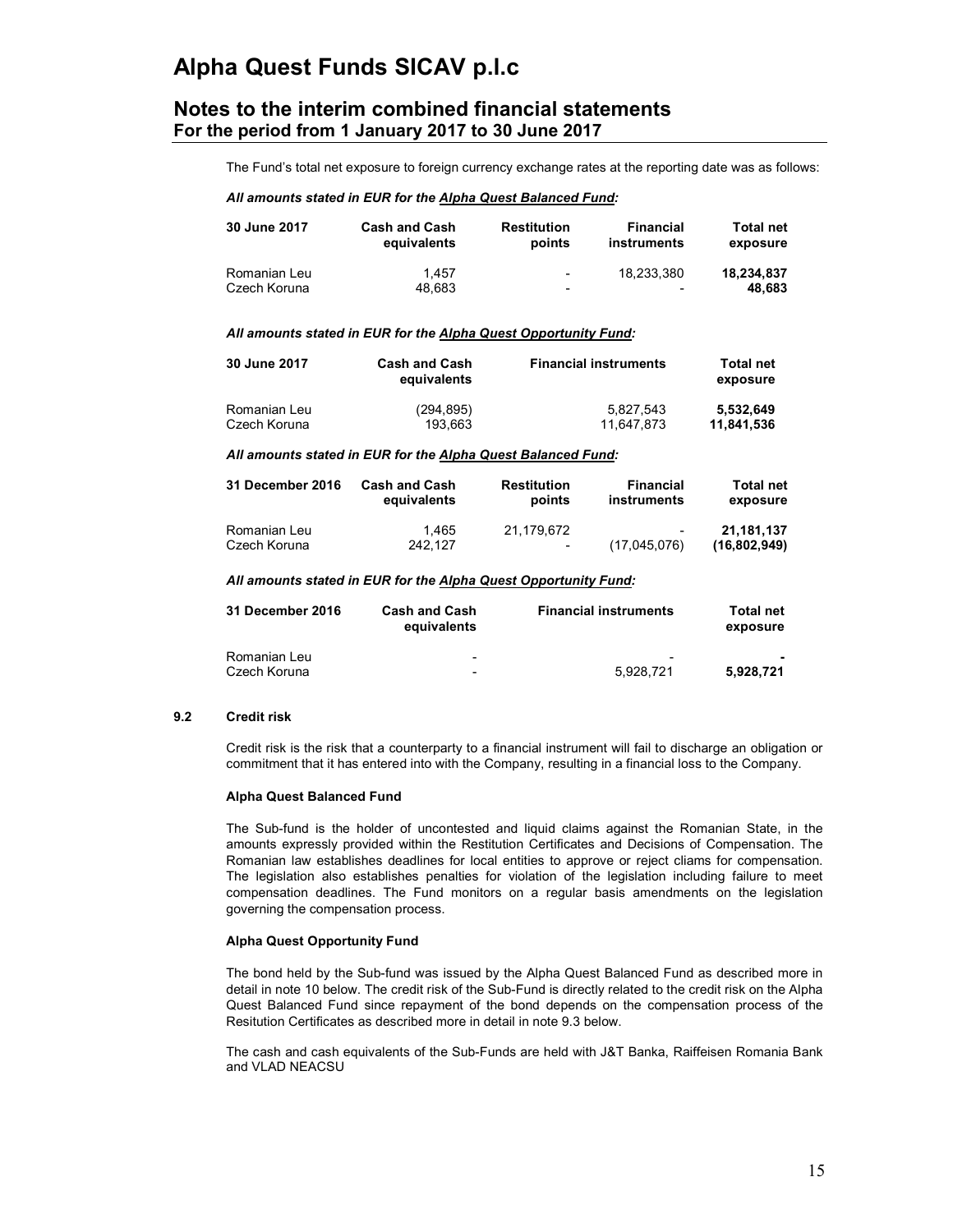The Fund's total net exposure to foreign currency exchange rates at the reporting date was as follows:

***All amounts stated in EUR for the Alpha Quest Balanced Fund:***

| 30 June 2017 | Cash and Cash equivalents | Restitution points | Financial instruments | Total net exposure |
|---|---|---|---|---|
| Romanian Leu | 1,457 | - | 18,233,380 | **18,234,837** |
| Czech Koruna | 48,683 | - | - | **48,683** |

***All amounts stated in EUR for the Alpha Quest Opportunity Fund:***

| 30 June 2017 | Cash and Cash equivalents | Financial instruments | Total net exposure |
|---|---|---|---|
| Romanian Leu | (294,895) | 5,827,543 | **5,532,649** |
| Czech Koruna | 193,663 | 11,647,873 | **11,841,536** |

***All amounts stated in EUR for the Alpha Quest Balanced Fund:***

| 31 December 2016 | Cash and Cash equivalents | Restitution points | Financial instruments | Total net exposure |
|---|---|---|---|---|
| Romanian Leu | 1,465 | 21,179,672 | - | **21,181,137** |
| Czech Koruna | 242,127 | - | (17,045,076) | **(16,802,949)** |

***All amounts stated in EUR for the Alpha Quest Opportunity Fund:***

| 31 December 2016 | Cash and Cash equivalents | Financial instruments | Total net exposure |
|---|---|---|---|
| Romanian Leu | - | - | **-** |
| Czech Koruna | - | 5,928,721 | **5,928,721** |

### 9.2 Credit risk

Credit risk is the risk that a counterparty to a financial instrument will fail to discharge an obligation or commitment that it has entered into with the Company, resulting in a financial loss to the Company.

**Alpha Quest Balanced Fund**

The Sub-fund is the holder of uncontested and liquid claims against the Romanian State, in the amounts expressly provided within the Restitution Certificates and Decisions of Compensation. The Romanian law establishes deadlines for local entities to approve or reject cliams for compensation. The legislation also establishes penalties for violation of the legislation including failure to meet compensation deadlines. The Fund monitors on a regular basis amendments on the legislation governing the compensation process.

**Alpha Quest Opportunity Fund**

The bond held by the Sub-fund was issued by the Alpha Quest Balanced Fund as described more in detail in note 10 below. The credit risk of the Sub-Fund is directly related to the credit risk on the Alpha Quest Balanced Fund since repayment of the bond depends on the compensation process of the Resitution Certificates as described more in detail in note 9.3 below.

The cash and cash equivalents of the Sub-Funds are held with J&T Banka, Raiffeisen Romania Bank and VLAD NEACSU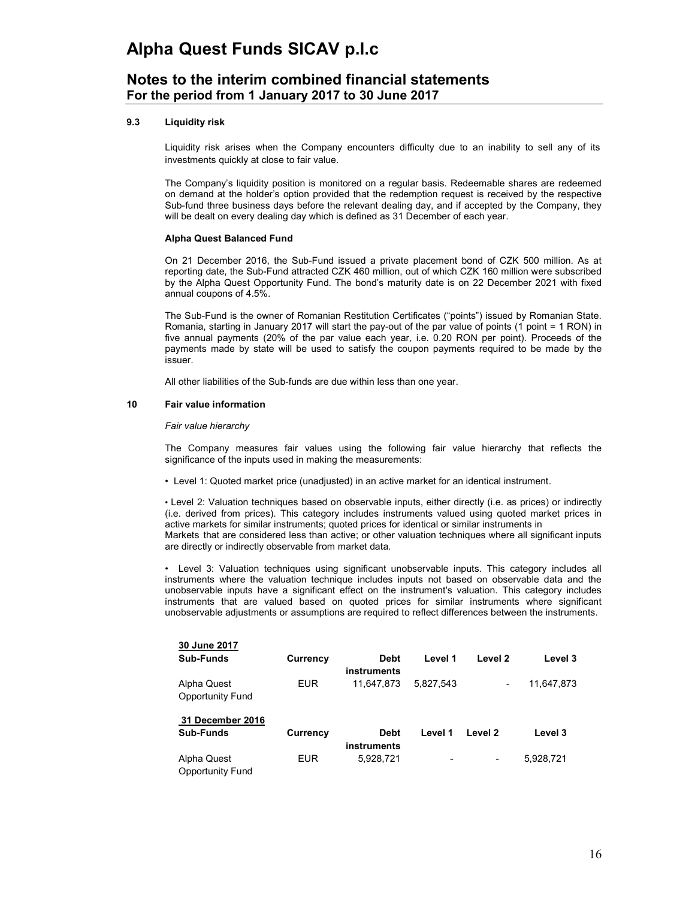### 9.3 Liquidity risk

Liquidity risk arises when the Company encounters difficulty due to an inability to sell any of its investments quickly at close to fair value.

The Company's liquidity position is monitored on a regular basis. Redeemable shares are redeemed on demand at the holder's option provided that the redemption request is received by the respective Sub-fund three business days before the relevant dealing day, and if accepted by the Company, they will be dealt on every dealing day which is defined as 31 December of each year.

**Alpha Quest Balanced Fund**

On 21 December 2016, the Sub-Fund issued a private placement bond of CZK 500 million. As at reporting date, the Sub-Fund attracted CZK 460 million, out of which CZK 160 million were subscribed by the Alpha Quest Opportunity Fund. The bond's maturity date is on 22 December 2021 with fixed annual coupons of 4.5%.

The Sub-Fund is the owner of Romanian Restitution Certificates ("points") issued by Romanian State. Romania, starting in January 2017 will start the pay-out of the par value of points (1 point = 1 RON) in five annual payments (20% of the par value each year, i.e. 0.20 RON per point). Proceeds of the payments made by state will be used to satisfy the coupon payments required to be made by the issuer.

All other liabilities of the Sub-funds are due within less than one year.

## 10 Fair value information

*Fair value hierarchy*

The Company measures fair values using the following fair value hierarchy that reflects the significance of the inputs used in making the measurements:

• Level 1: Quoted market price (unadjusted) in an active market for an identical instrument.

• Level 2: Valuation techniques based on observable inputs, either directly (i.e. as prices) or indirectly (i.e. derived from prices). This category includes instruments valued using quoted market prices in active markets for similar instruments; quoted prices for identical or similar instruments in Markets that are considered less than active; or other valuation techniques where all significant inputs are directly or indirectly observable from market data.

• Level 3: Valuation techniques using significant unobservable inputs. This category includes all instruments where the valuation technique includes inputs not based on observable data and the unobservable inputs have a significant effect on the instrument's valuation. This category includes instruments that are valued based on quoted prices for similar instruments where significant unobservable adjustments or assumptions are required to reflect differences between the instruments.

**30 June 2017**

| Sub-Funds | Currency | Debt instruments | Level 1 | Level 2 | Level 3 |
|---|---|---|---|---|---|
| Alpha Quest Opportunity Fund | EUR | 11,647,873 | 5,827,543 | - | 11,647,873 |

**31 December 2016**

| Sub-Funds | Currency | Debt instruments | Level 1 | Level 2 | Level 3 |
|---|---|---|---|---|---|
| Alpha Quest Opportunity Fund | EUR | 5,928,721 | - | - | 5,928,721 |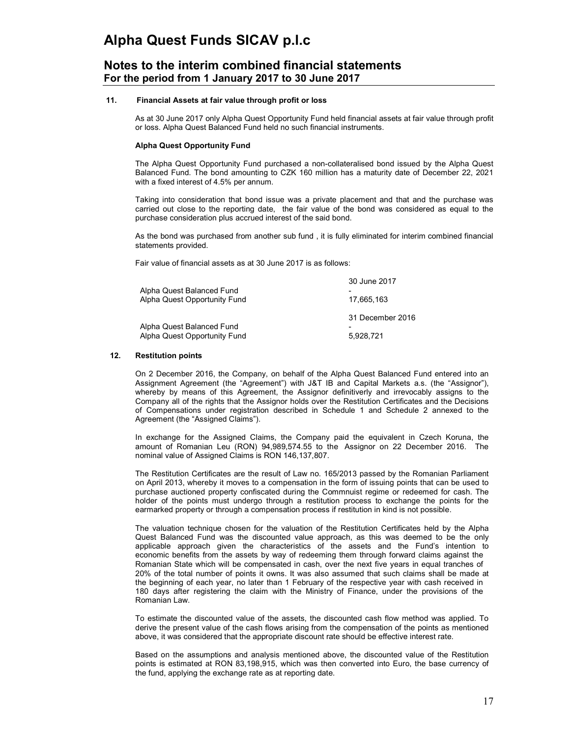## 11. Financial Assets at fair value through profit or loss

As at 30 June 2017 only Alpha Quest Opportunity Fund held financial assets at fair value through profit or loss. Alpha Quest Balanced Fund held no such financial instruments.

**Alpha Quest Opportunity Fund**

The Alpha Quest Opportunity Fund purchased a non-collateralised bond issued by the Alpha Quest Balanced Fund. The bond amounting to CZK 160 million has a maturity date of December 22, 2021 with a fixed interest of 4.5% per annum.

Taking into consideration that bond issue was a private placement and that and the purchase was carried out close to the reporting date, the fair value of the bond was considered as equal to the purchase consideration plus accrued interest of the said bond.

As the bond was purchased from another sub fund , it is fully eliminated for interim combined financial statements provided.

Fair value of financial assets as at 30 June 2017 is as follows:

| | 30 June 2017 |
|---|---|
| Alpha Quest Balanced Fund | - |
| Alpha Quest Opportunity Fund | 17,665,163 |
| | **31 December 2016** |
| Alpha Quest Balanced Fund | - |
| Alpha Quest Opportunity Fund | 5,928,721 |

## 12. Restitution points

On 2 December 2016, the Company, on behalf of the Alpha Quest Balanced Fund entered into an Assignment Agreement (the "Agreement") with J&T IB and Capital Markets a.s. (the "Assignor"), whereby by means of this Agreement, the Assignor definitiverly and irrevocably assigns to the Company all of the rights that the Assignor holds over the Restitution Certificates and the Decisions of Compensations under registration described in Schedule 1 and Schedule 2 annexed to the Agreement (the "Assigned Claims").

In exchange for the Assigned Claims, the Company paid the equivalent in Czech Koruna, the amount of Romanian Leu (RON) 94,989,574.55 to the Assignor on 22 December 2016. The nominal value of Assigned Claims is RON 146,137,807.

The Restitution Certificates are the result of Law no. 165/2013 passed by the Romanian Parliament on April 2013, whereby it moves to a compensation in the form of issuing points that can be used to purchase auctioned property confiscated during the Commnuist regime or redeemed for cash. The holder of the points must undergo through a restitution process to exchange the points for the earmarked property or through a compensation process if restitution in kind is not possible.

The valuation technique chosen for the valuation of the Restitution Certificates held by the Alpha Quest Balanced Fund was the discounted value approach, as this was deemed to be the only applicable approach given the characteristics of the assets and the Fund's intention to economic benefits from the assets by way of redeeming them through forward claims against the Romanian State which will be compensated in cash, over the next five years in equal tranches of 20% of the total number of points it owns. It was also assumed that such claims shall be made at the beginning of each year, no later than 1 February of the respective year with cash received in 180 days after registering the claim with the Ministry of Finance, under the provisions of the Romanian Law.

To estimate the discounted value of the assets, the discounted cash flow method was applied. To derive the present value of the cash flows arising from the compensation of the points as mentioned above, it was considered that the appropriate discount rate should be effective interest rate.

Based on the assumptions and analysis mentioned above, the discounted value of the Restitution points is estimated at RON 83,198,915, which was then converted into Euro, the base currency of the fund, applying the exchange rate as at reporting date.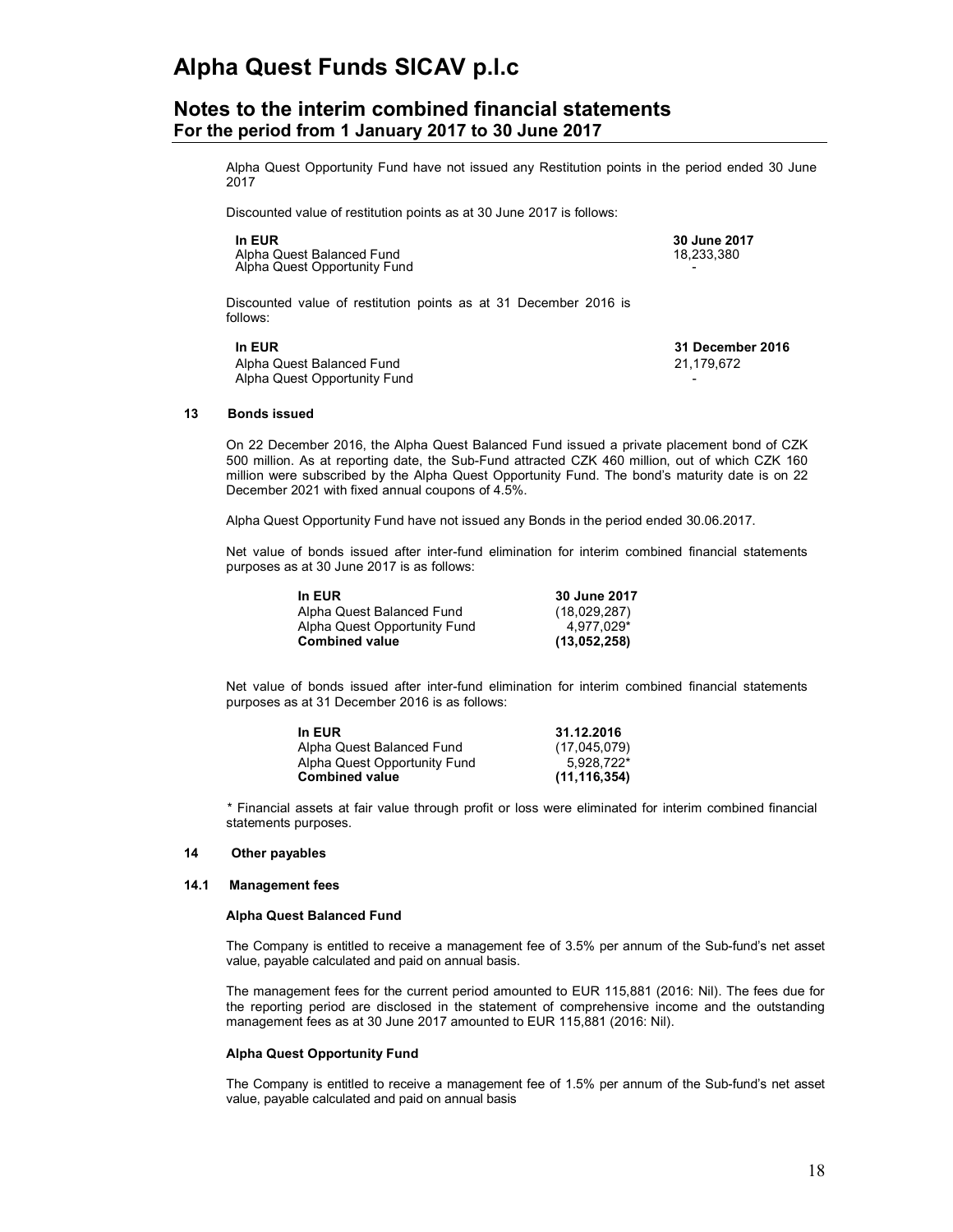Alpha Quest Opportunity Fund have not issued any Restitution points in the period ended 30 June 2017

Discounted value of restitution points as at 30 June 2017 is follows:

| In EUR | 30 June 2017 |
| --- | --- |
| Alpha Quest Balanced Fund | 18,233,380 |
| Alpha Quest Opportunity Fund | - |

Discounted value of restitution points as at 31 December 2016 is follows:

| In EUR | 31 December 2016 |
| --- | --- |
| Alpha Quest Balanced Fund | 21,179,672 |
| Alpha Quest Opportunity Fund | - |

## 13 Bonds issued

On 22 December 2016, the Alpha Quest Balanced Fund issued a private placement bond of CZK 500 million. As at reporting date, the Sub-Fund attracted CZK 460 million, out of which CZK 160 million were subscribed by the Alpha Quest Opportunity Fund. The bond's maturity date is on 22 December 2021 with fixed annual coupons of 4.5%.

Alpha Quest Opportunity Fund have not issued any Bonds in the period ended 30.06.2017.

Net value of bonds issued after inter-fund elimination for interim combined financial statements purposes as at 30 June 2017 is as follows:

| In EUR | 30 June 2017 |
| --- | --- |
| Alpha Quest Balanced Fund | (18,029,287) |
| Alpha Quest Opportunity Fund | 4,977,029* |
| **Combined value** | **(13,052,258)** |

Net value of bonds issued after inter-fund elimination for interim combined financial statements purposes as at 31 December 2016 is as follows:

| In EUR | 31.12.2016 |
| --- | --- |
| Alpha Quest Balanced Fund | (17,045,079) |
| Alpha Quest Opportunity Fund | 5,928,722* |
| **Combined value** | **(11,116,354)** |

\* Financial assets at fair value through profit or loss were eliminated for interim combined financial statements purposes.

## 14 Other payables

### 14.1 Management fees

**Alpha Quest Balanced Fund**

The Company is entitled to receive a management fee of 3.5% per annum of the Sub-fund's net asset value, payable calculated and paid on annual basis.

The management fees for the current period amounted to EUR 115,881 (2016: Nil). The fees due for the reporting period are disclosed in the statement of comprehensive income and the outstanding management fees as at 30 June 2017 amounted to EUR 115,881 (2016: Nil).

**Alpha Quest Opportunity Fund**

The Company is entitled to receive a management fee of 1.5% per annum of the Sub-fund's net asset value, payable calculated and paid on annual basis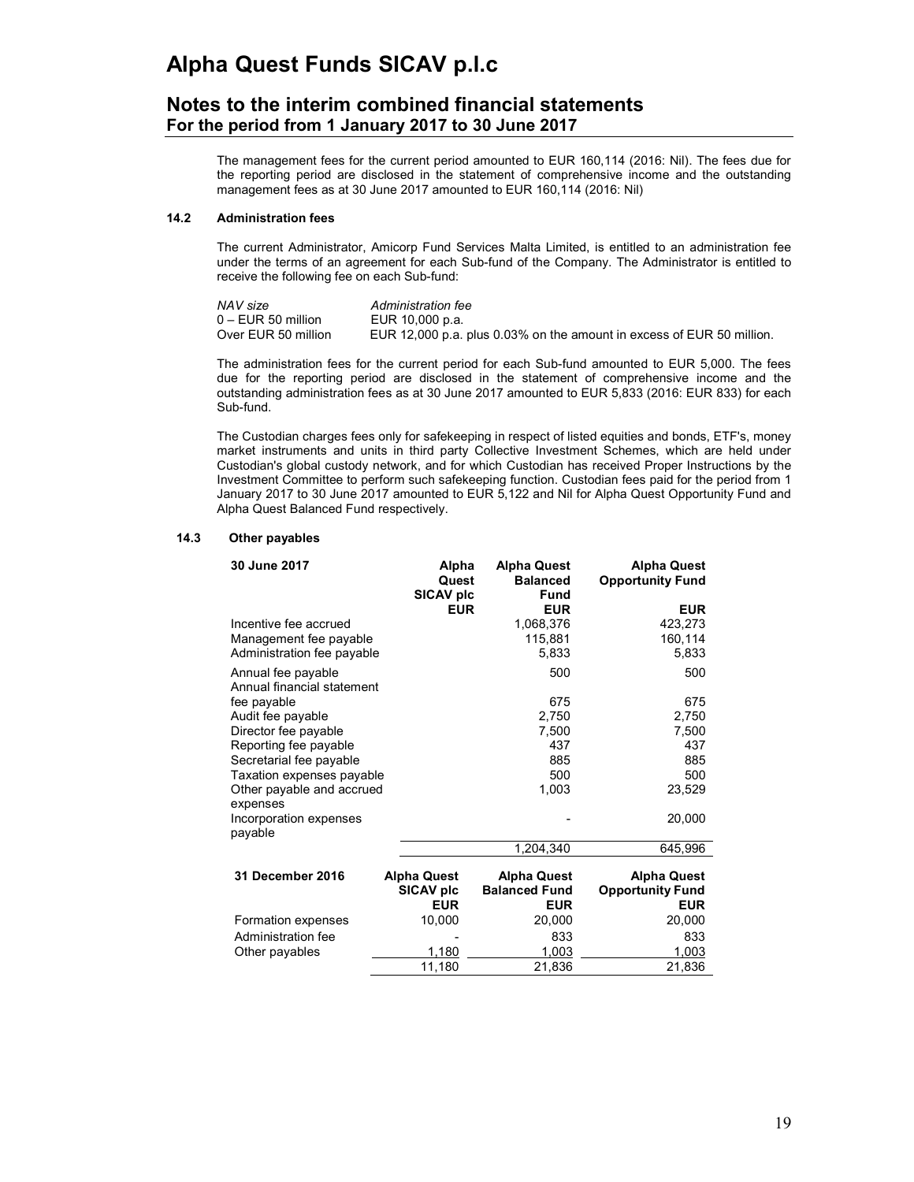# Alpha Quest Funds SICAV p.l.c

## Notes to the interim combined financial statements
### For the period from 1 January 2017 to 30 June 2017

The management fees for the current period amounted to EUR 160,114 (2016: Nil). The fees due for the reporting period are disclosed in the statement of comprehensive income and the outstanding management fees as at 30 June 2017 amounted to EUR 160,114 (2016: Nil)

#### 14.2 Administration fees

The current Administrator, Amicorp Fund Services Malta Limited, is entitled to an administration fee under the terms of an agreement for each Sub-fund of the Company. The Administrator is entitled to receive the following fee on each Sub-fund:

| *NAV size* | *Administration fee* |
|---|---|
| 0 – EUR 50 million | EUR 10,000 p.a. |
| Over EUR 50 million | EUR 12,000 p.a. plus 0.03% on the amount in excess of EUR 50 million. |

The administration fees for the current period for each Sub-fund amounted to EUR 5,000. The fees due for the reporting period are disclosed in the statement of comprehensive income and the outstanding administration fees as at 30 June 2017 amounted to EUR 5,833 (2016: EUR 833) for each Sub-fund.

The Custodian charges fees only for safekeeping in respect of listed equities and bonds, ETF's, money market instruments and units in third party Collective Investment Schemes, which are held under Custodian's global custody network, and for which Custodian has received Proper Instructions by the Investment Committee to perform such safekeeping function. Custodian fees paid for the period from 1 January 2017 to 30 June 2017 amounted to EUR 5,122 and Nil for Alpha Quest Opportunity Fund and Alpha Quest Balanced Fund respectively.

#### 14.3 Other payables

| 30 June 2017 | Alpha Quest SICAV plc | Alpha Quest Balanced Fund | Alpha Quest Opportunity Fund |
|---|---|---|---|
| | EUR | EUR | EUR |
| Incentive fee accrued | | 1,068,376 | 423,273 |
| Management fee payable | | 115,881 | 160,114 |
| Administration fee payable | | 5,833 | 5,833 |
| Annual fee payable | | 500 | 500 |
| Annual financial statement fee payable | | 675 | 675 |
| Audit fee payable | | 2,750 | 2,750 |
| Director fee payable | | 7,500 | 7,500 |
| Reporting fee payable | | 437 | 437 |
| Secretarial fee payable | | 885 | 885 |
| Taxation expenses payable | | 500 | 500 |
| Other payable and accrued expenses | | 1,003 | 23,529 |
| Incorporation expenses payable | | - | 20,000 |
| | | 1,204,340 | 645,996 |

| 31 December 2016 | Alpha Quest SICAV plc | Alpha Quest Balanced Fund | Alpha Quest Opportunity Fund |
|---|---|---|---|
| | EUR | EUR | EUR |
| Formation expenses | 10,000 | 20,000 | 20,000 |
| Administration fee | - | 833 | 833 |
| Other payables | 1,180 | 1,003 | 1,003 |
| | 11,180 | 21,836 | 21,836 |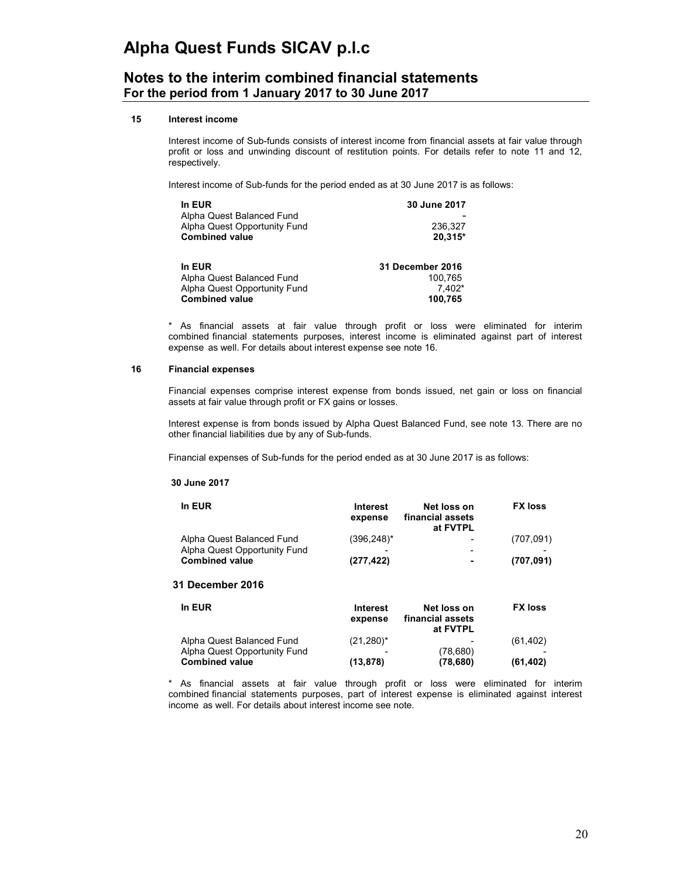# Alpha Quest Funds SICAV p.l.c

## Notes to the interim combined financial statements
**For the period from 1 January 2017 to 30 June 2017**

### 15 Interest income

Interest income of Sub-funds consists of interest income from financial assets at fair value through profit or loss and unwinding discount of restitution points. For details refer to note 11 and 12, respectively.

Interest income of Sub-funds for the period ended as at 30 June 2017 is as follows:

| In EUR | 30 June 2017 |
|---|---|
| Alpha Quest Balanced Fund | - |
| Alpha Quest Opportunity Fund | 236,327 |
| **Combined value** | **20,315*** |

| In EUR | 31 December 2016 |
|---|---|
| Alpha Quest Balanced Fund | 100,765 |
| Alpha Quest Opportunity Fund | 7,402* |
| **Combined value** | **100,765** |

* As financial assets at fair value through profit or loss were eliminated for interim combined financial statements purposes, interest income is eliminated against part of interest expense as well. For details about interest expense see note 16.

### 16 Financial expenses

Financial expenses comprise interest expense from bonds issued, net gain or loss on financial assets at fair value through profit or FX gains or losses.

Interest expense is from bonds issued by Alpha Quest Balanced Fund, see note 13. There are no other financial liabilities due by any of Sub-funds.

Financial expenses of Sub-funds for the period ended as at 30 June 2017 is as follows:

**30 June 2017**

| In EUR | Interest expense | Net loss on financial assets at FVTPL | FX loss |
|---|---|---|---|
| Alpha Quest Balanced Fund | (396,248)* | - | (707,091) |
| Alpha Quest Opportunity Fund | - | - | - |
| **Combined value** | **(277,422)** | **-** | **(707,091)** |

**31 December 2016**

| In EUR | Interest expense | Net loss on financial assets at FVTPL | FX loss |
|---|---|---|---|
| Alpha Quest Balanced Fund | (21,280)* | - | (61,402) |
| Alpha Quest Opportunity Fund | - | (78,680) | - |
| **Combined value** | **(13,878)** | **(78,680)** | **(61,402)** |

* As financial assets at fair value through profit or loss were eliminated for interim combined financial statements purposes, part of interest expense is eliminated against interest income as well. For details about interest income see note.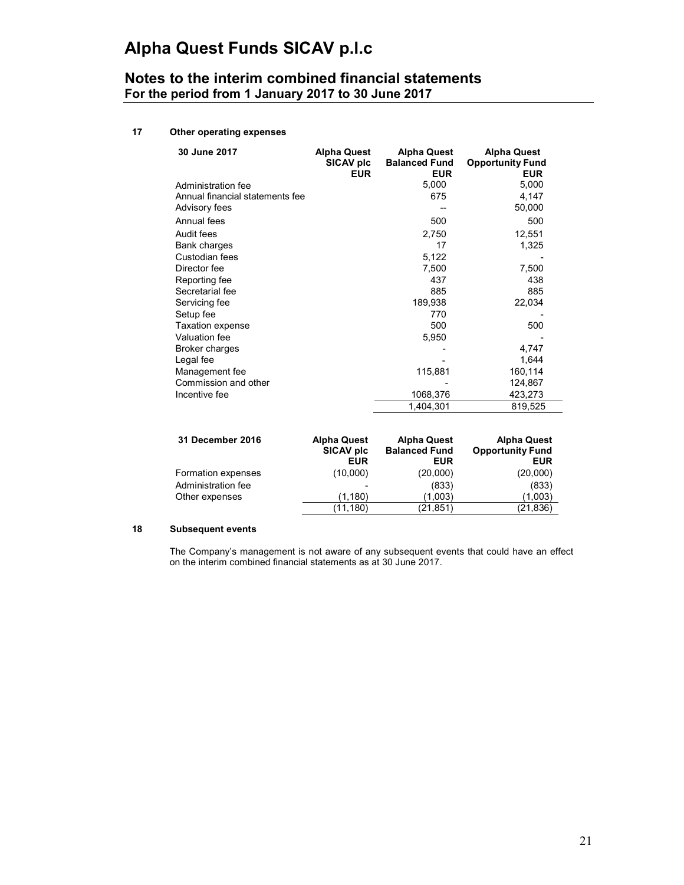# Alpha Quest Funds SICAV p.l.c

## Notes to the interim combined financial statements
### For the period from 1 January 2017 to 30 June 2017

**17 Other operating expenses**

| 30 June 2017 | Alpha Quest SICAV plc EUR | Alpha Quest Balanced Fund EUR | Alpha Quest Opportunity Fund EUR |
|---|---|---|---|
| Administration fee | | 5,000 | 5,000 |
| Annual financial statements fee | | 675 | 4,147 |
| Advisory fees | | -- | 50,000 |
| Annual fees | | 500 | 500 |
| Audit fees | | 2,750 | 12,551 |
| Bank charges | | 17 | 1,325 |
| Custodian fees | | 5,122 | - |
| Director fee | | 7,500 | 7,500 |
| Reporting fee | | 437 | 438 |
| Secretarial fee | | 885 | 885 |
| Servicing fee | | 189,938 | 22,034 |
| Setup fee | | 770 | - |
| Taxation expense | | 500 | 500 |
| Valuation fee | | 5,950 | - |
| Broker charges | | - | 4,747 |
| Legal fee | | - | 1,644 |
| Management fee | | 115,881 | 160,114 |
| Commission and other | | - | 124,867 |
| Incentive fee | | 1068,376 | 423,273 |
| | | 1,404,301 | 819,525 |

| 31 December 2016 | Alpha Quest SICAV plc EUR | Alpha Quest Balanced Fund EUR | Alpha Quest Opportunity Fund EUR |
|---|---|---|---|
| Formation expenses | (10,000) | (20,000) | (20,000) |
| Administration fee | - | (833) | (833) |
| Other expenses | (1,180) | (1,003) | (1,003) |
| | (11,180) | (21,851) | (21,836) |

**18 Subsequent events**

The Company's management is not aware of any subsequent events that could have an effect on the interim combined financial statements as at 30 June 2017.